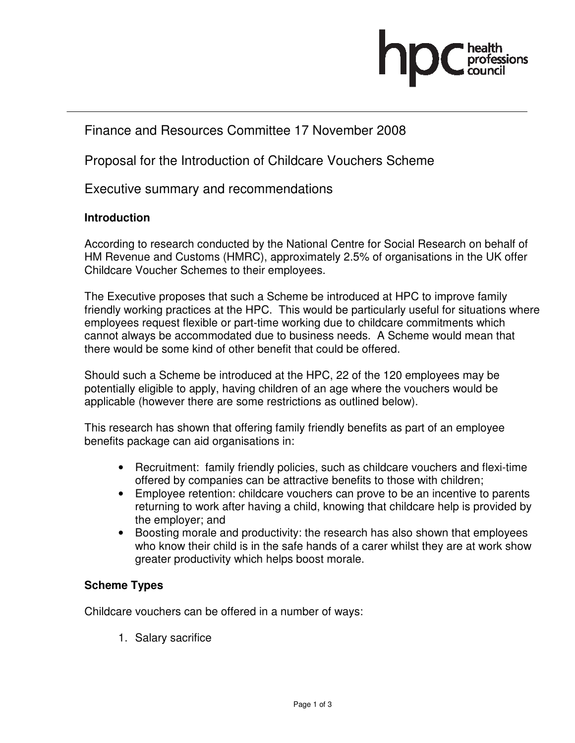# Finance and Resources Committee 17 November 2008

## Proposal for the Introduction of Childcare Vouchers Scheme

## Executive summary and recommendations

### Introduction

According to research conducted by the National Centre for Social Research on behalf of HM Revenue and Customs (HMRC), approximately 2.5% of organisations in the UK offer Childcare Voucher Schemes to their employees.

The Executive proposes that such a Scheme be introduced at HPC to improve family friendly working practices at the HPC. This would be particularly useful for situations where employees request flexible or part-time working due to childcare commitments which cannot always be accommodated due to business needs. A Scheme would mean that there would be some kind of other benefit that could be offered.

Should such a Scheme be introduced at the HPC, 22 of the 120 employees may be potentially eligible to apply, having children of an age where the vouchers would be applicable (however there are some restrictions as outlined below).

This research has shown that offering family friendly benefits as part of an employee benefits package can aid organisations in:

- Recruitment: family friendly policies, such as childcare vouchers and flexi-time offered by companies can be attractive benefits to those with children;
- Employee retention: childcare vouchers can prove to be an incentive to parents returning to work after having a child, knowing that childcare help is provided by the employer; and
- Boosting morale and productivity: the research has also shown that employees who know their child is in the safe hands of a carer whilst they are at work show greater productivity which helps boost morale.

### Scheme Types

Childcare vouchers can be offered in a number of ways:

1. Salary sacrifice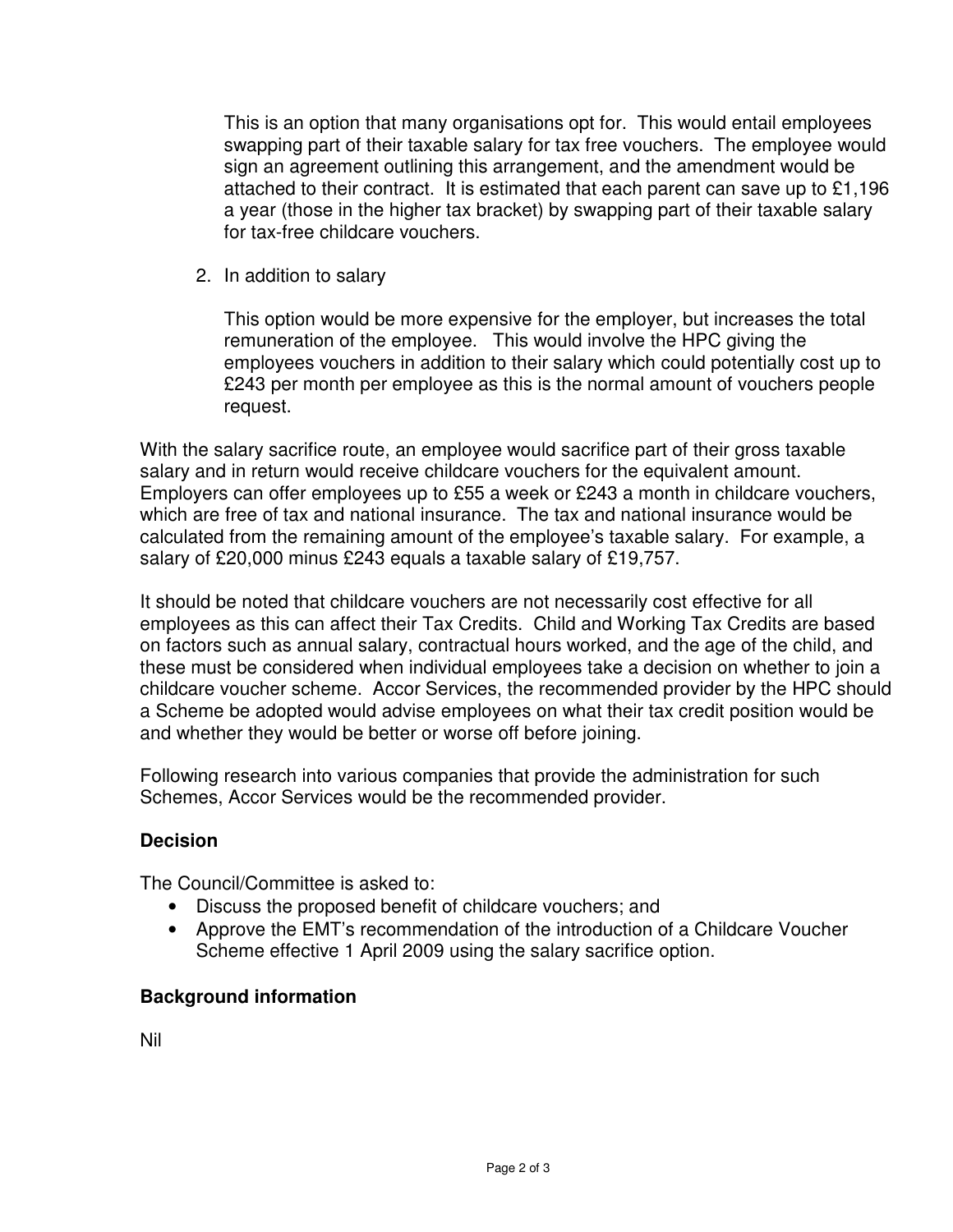This is an option that many organisations opt for. This would entail employees swapping part of their taxable salary for tax free vouchers. The employee would sign an agreement outlining this arrangement, and the amendment would be attached to their contract. It is estimated that each parent can save up to £1,196 a year (those in the higher tax bracket) by swapping part of their taxable salary for tax-free childcare vouchers.

2. In addition to salary

   This option would be more expensive for the employer, but increases the total remuneration of the employee. This would involve the HPC giving the employees vouchers in addition to their salary which could potentially cost up to £243 per month per employee as this is the normal amount of vouchers people request.

With the salary sacrifice route, an employee would sacrifice part of their gross taxable salary and in return would receive childcare vouchers for the equivalent amount. Employers can offer employees up to £55 a week or £243 a month in childcare vouchers, which are free of tax and national insurance. The tax and national insurance would be calculated from the remaining amount of the employee's taxable salary. For example, a salary of £20,000 minus £243 equals a taxable salary of £19,757.

It should be noted that childcare vouchers are not necessarily cost effective for all employees as this can affect their Tax Credits. Child and Working Tax Credits are based on factors such as annual salary, contractual hours worked, and the age of the child, and these must be considered when individual employees take a decision on whether to join a childcare voucher scheme. Accor Services, the recommended provider by the HPC should a Scheme be adopted would advise employees on what their tax credit position would be and whether they would be better or worse off before joining.

Following research into various companies that provide the administration for such Schemes, Accor Services would be the recommended provider.

### Decision

The Council/Committee is asked to:

- Discuss the proposed benefit of childcare vouchers; and
- Approve the EMT's recommendation of the introduction of a Childcare Voucher Scheme effective 1 April 2009 using the salary sacrifice option.

### Background information

Nil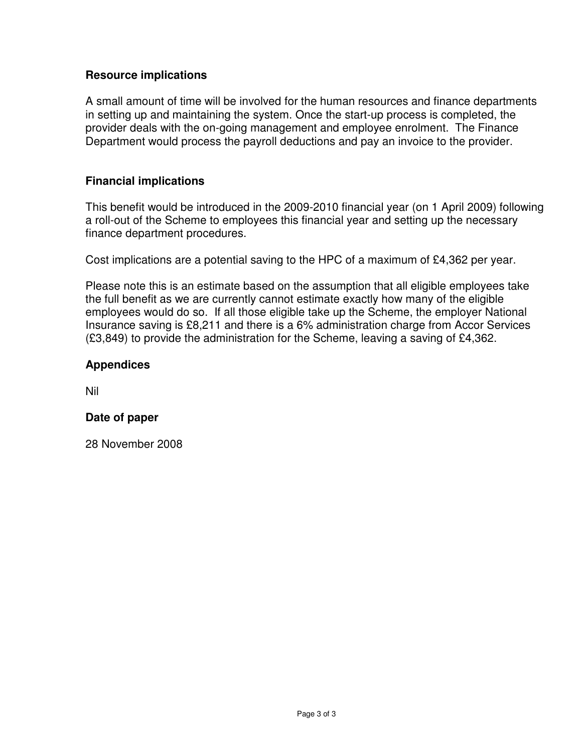## Resource implications

A small amount of time will be involved for the human resources and finance departments in setting up and maintaining the system. Once the start-up process is completed, the provider deals with the on-going management and employee enrolment. The Finance Department would process the payroll deductions and pay an invoice to the provider.

## Financial implications

This benefit would be introduced in the 2009-2010 financial year (on 1 April 2009) following a roll-out of the Scheme to employees this financial year and setting up the necessary finance department procedures.

Cost implications are a potential saving to the HPC of a maximum of £4,362 per year.

Please note this is an estimate based on the assumption that all eligible employees take the full benefit as we are currently cannot estimate exactly how many of the eligible employees would do so. If all those eligible take up the Scheme, the employer National Insurance saving is £8,211 and there is a 6% administration charge from Accor Services (£3,849) to provide the administration for the Scheme, leaving a saving of £4,362.

## Appendices

Nil

## Date of paper

28 November 2008